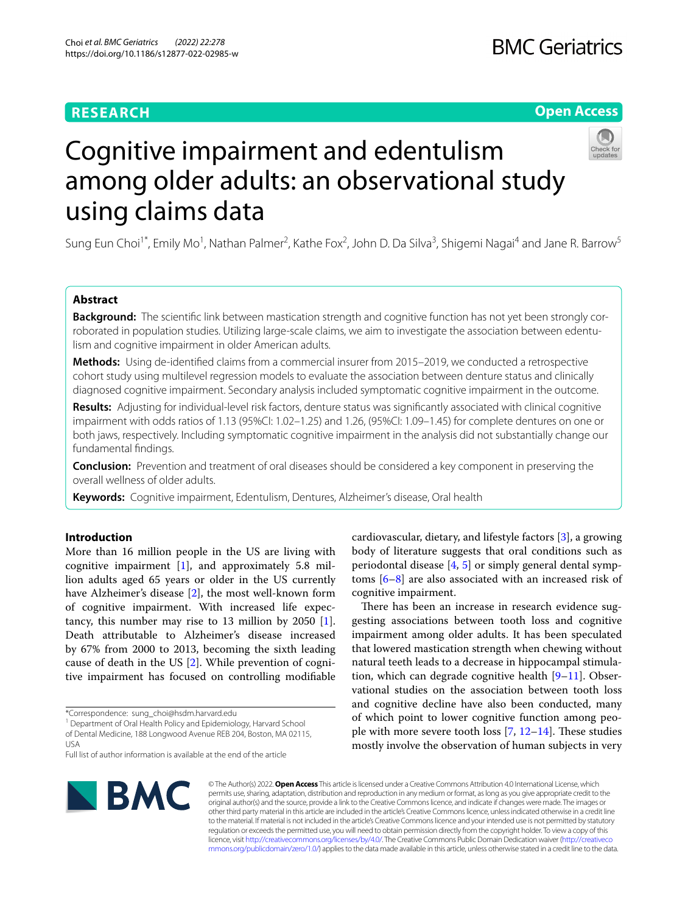RESEARCH

Open Access

# Cognitive impairment and edentulism among older adults: an observational study using claims data

Sung Eun Choi[1*], Emily Mo[1], Nathan Palmer[2], Kathe Fox[2], John D. Da Silva[3], Shigemi Nagai[4] and Jane R. Barrow[5]

## Abstract

**Background:** The scientific link between mastication strength and cognitive function has not yet been strongly corroborated in population studies. Utilizing large-scale claims, we aim to investigate the association between edentulism and cognitive impairment in older American adults.

**Methods:** Using de-identified claims from a commercial insurer from 2015–2019, we conducted a retrospective cohort study using multilevel regression models to evaluate the association between denture status and clinically diagnosed cognitive impairment. Secondary analysis included symptomatic cognitive impairment in the outcome.

**Results:** Adjusting for individual-level risk factors, denture status was significantly associated with clinical cognitive impairment with odds ratios of 1.13 (95%CI: 1.02–1.25) and 1.26, (95%CI: 1.09–1.45) for complete dentures on one or both jaws, respectively. Including symptomatic cognitive impairment in the analysis did not substantially change our fundamental findings.

**Conclusion:** Prevention and treatment of oral diseases should be considered a key component in preserving the overall wellness of older adults.

**Keywords:** Cognitive impairment, Edentulism, Dentures, Alzheimer's disease, Oral health

## Introduction

More than 16 million people in the US are living with cognitive impairment [1], and approximately 5.8 million adults aged 65 years or older in the US currently have Alzheimer's disease [2], the most well-known form of cognitive impairment. With increased life expectancy, this number may rise to 13 million by 2050 [1]. Death attributable to Alzheimer's disease increased by 67% from 2000 to 2013, becoming the sixth leading cause of death in the US [2]. While prevention of cognitive impairment has focused on controlling modifiable cardiovascular, dietary, and lifestyle factors [3], a growing body of literature suggests that oral conditions such as periodontal disease [4, 5] or simply general dental symptoms [6–8] are also associated with an increased risk of cognitive impairment.

There has been an increase in research evidence suggesting associations between tooth loss and cognitive impairment among older adults. It has been speculated that lowered mastication strength when chewing without natural teeth leads to a decrease in hippocampal stimulation, which can degrade cognitive health [9–11]. Observational studies on the association between tooth loss and cognitive decline have also been conducted, many of which point to lower cognitive function among people with more severe tooth loss [7, 12–14]. These studies mostly involve the observation of human subjects in very

*Correspondence: sung_choi@hsdm.harvard.edu
[1] Department of Oral Health Policy and Epidemiology, Harvard School of Dental Medicine, 188 Longwood Avenue REB 204, Boston, MA 02115, USA
Full list of author information is available at the end of the article

© The Author(s) 2022. **Open Access** This article is licensed under a Creative Commons Attribution 4.0 International License, which permits use, sharing, adaptation, distribution and reproduction in any medium or format, as long as you give appropriate credit to the original author(s) and the source, provide a link to the Creative Commons licence, and indicate if changes were made. The images or other third party material in this article are included in the article's Creative Commons licence, unless indicated otherwise in a credit line to the material. If material is not included in the article's Creative Commons licence and your intended use is not permitted by statutory regulation or exceeds the permitted use, you will need to obtain permission directly from the copyright holder. To view a copy of this licence, visit http://creativecommons.org/licenses/by/4.0/. The Creative Commons Public Domain Dedication waiver (http://creativecommons.org/publicdomain/zero/1.0/) applies to the data made available in this article, unless otherwise stated in a credit line to the data.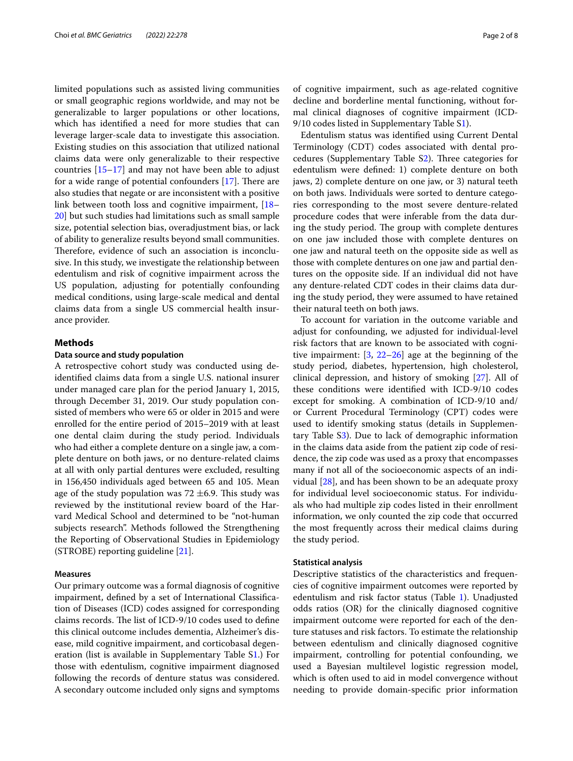limited populations such as assisted living communities or small geographic regions worldwide, and may not be generalizable to larger populations or other locations, which has identified a need for more studies that can leverage larger-scale data to investigate this association. Existing studies on this association that utilized national claims data were only generalizable to their respective countries [15–17] and may not have been able to adjust for a wide range of potential confounders [17]. There are also studies that negate or are inconsistent with a positive link between tooth loss and cognitive impairment, [18–20] but such studies had limitations such as small sample size, potential selection bias, overadjustment bias, or lack of ability to generalize results beyond small communities. Therefore, evidence of such an association is inconclusive. In this study, we investigate the relationship between edentulism and risk of cognitive impairment across the US population, adjusting for potentially confounding medical conditions, using large-scale medical and dental claims data from a single US commercial health insurance provider.

## Methods

### Data source and study population

A retrospective cohort study was conducted using de-identified claims data from a single U.S. national insurer under managed care plan for the period January 1, 2015, through December 31, 2019. Our study population consisted of members who were 65 or older in 2015 and were enrolled for the entire period of 2015–2019 with at least one dental claim during the study period. Individuals who had either a complete denture on a single jaw, a complete denture on both jaws, or no denture-related claims at all with only partial dentures were excluded, resulting in 156,450 individuals aged between 65 and 105. Mean age of the study population was 72 ±6.9. This study was reviewed by the institutional review board of the Harvard Medical School and determined to be "not-human subjects research". Methods followed the Strengthening the Reporting of Observational Studies in Epidemiology (STROBE) reporting guideline [21].

### Measures

Our primary outcome was a formal diagnosis of cognitive impairment, defined by a set of International Classification of Diseases (ICD) codes assigned for corresponding claims records. The list of ICD-9/10 codes used to define this clinical outcome includes dementia, Alzheimer's disease, mild cognitive impairment, and corticobasal degeneration (list is available in Supplementary Table S1.) For those with edentulism, cognitive impairment diagnosed following the records of denture status was considered. A secondary outcome included only signs and symptoms of cognitive impairment, such as age-related cognitive decline and borderline mental functioning, without formal clinical diagnoses of cognitive impairment (ICD-9/10 codes listed in Supplementary Table S1).

Edentulism status was identified using Current Dental Terminology (CDT) codes associated with dental procedures (Supplementary Table S2). Three categories for edentulism were defined: 1) complete denture on both jaws, 2) complete denture on one jaw, or 3) natural teeth on both jaws. Individuals were sorted to denture categories corresponding to the most severe denture-related procedure codes that were inferable from the data during the study period. The group with complete dentures on one jaw included those with complete dentures on one jaw and natural teeth on the opposite side as well as those with complete dentures on one jaw and partial dentures on the opposite side. If an individual did not have any denture-related CDT codes in their claims data during the study period, they were assumed to have retained their natural teeth on both jaws.

To account for variation in the outcome variable and adjust for confounding, we adjusted for individual-level risk factors that are known to be associated with cognitive impairment: [3, 22–26] age at the beginning of the study period, diabetes, hypertension, high cholesterol, clinical depression, and history of smoking [27]. All of these conditions were identified with ICD-9/10 codes except for smoking. A combination of ICD-9/10 and/or Current Procedural Terminology (CPT) codes were used to identify smoking status (details in Supplementary Table S3). Due to lack of demographic information in the claims data aside from the patient zip code of residence, the zip code was used as a proxy that encompasses many if not all of the socioeconomic aspects of an individual [28], and has been shown to be an adequate proxy for individual level socioeconomic status. For individuals who had multiple zip codes listed in their enrollment information, we only counted the zip code that occurred the most frequently across their medical claims during the study period.

### Statistical analysis

Descriptive statistics of the characteristics and frequencies of cognitive impairment outcomes were reported by edentulism and risk factor status (Table 1). Unadjusted odds ratios (OR) for the clinically diagnosed cognitive impairment outcome were reported for each of the denture statuses and risk factors. To estimate the relationship between edentulism and clinically diagnosed cognitive impairment, controlling for potential confounding, we used a Bayesian multilevel logistic regression model, which is often used to aid in model convergence without needing to provide domain-specific prior information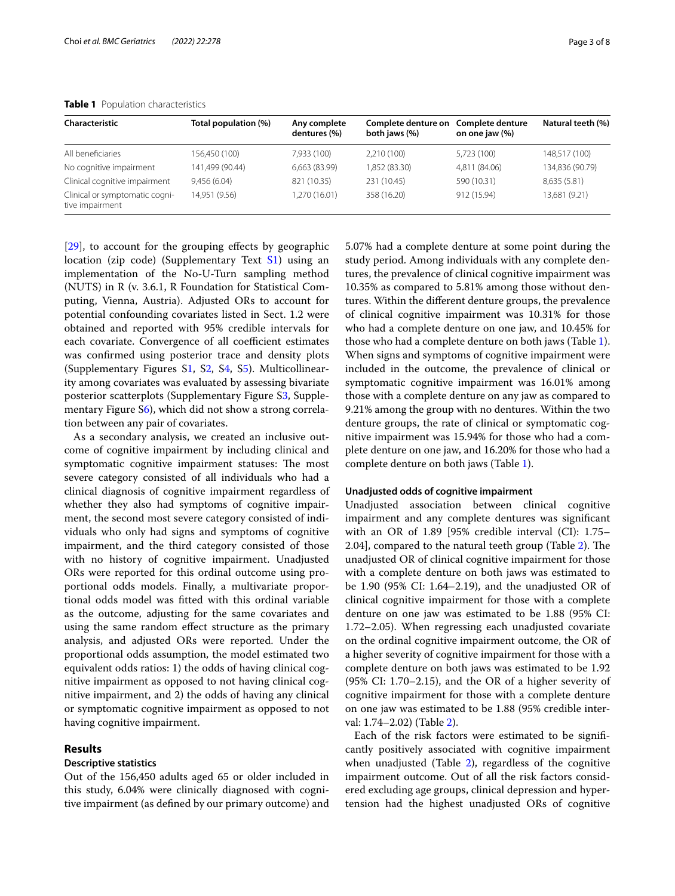**Table 1** Population characteristics

| Characteristic | Total population (%) | Any complete dentures (%) | Complete denture on both jaws (%) | Complete denture on one jaw (%) | Natural teeth (%) |
|---|---|---|---|---|---|
| All beneficiaries | 156,450 (100) | 7,933 (100) | 2,210 (100) | 5,723 (100) | 148,517 (100) |
| No cognitive impairment | 141,499 (90.44) | 6,663 (83.99) | 1,852 (83.30) | 4,811 (84.06) | 134,836 (90.79) |
| Clinical cognitive impairment | 9,456 (6.04) | 821 (10.35) | 231 (10.45) | 590 (10.31) | 8,635 (5.81) |
| Clinical or symptomatic cognitive impairment | 14,951 (9.56) | 1,270 (16.01) | 358 (16.20) | 912 (15.94) | 13,681 (9.21) |

[29], to account for the grouping effects by geographic location (zip code) (Supplementary Text S1) using an implementation of the No-U-Turn sampling method (NUTS) in R (v. 3.6.1, R Foundation for Statistical Computing, Vienna, Austria). Adjusted ORs to account for potential confounding covariates listed in Sect. 1.2 were obtained and reported with 95% credible intervals for each covariate. Convergence of all coefficient estimates was confirmed using posterior trace and density plots (Supplementary Figures S1, S2, S4, S5). Multicollinearity among covariates was evaluated by assessing bivariate posterior scatterplots (Supplementary Figure S3, Supplementary Figure S6), which did not show a strong correlation between any pair of covariates.

As a secondary analysis, we created an inclusive outcome of cognitive impairment by including clinical and symptomatic cognitive impairment statuses: The most severe category consisted of all individuals who had a clinical diagnosis of cognitive impairment regardless of whether they also had symptoms of cognitive impairment, the second most severe category consisted of individuals who only had signs and symptoms of cognitive impairment, and the third category consisted of those with no history of cognitive impairment. Unadjusted ORs were reported for this ordinal outcome using proportional odds models. Finally, a multivariate proportional odds model was fitted with this ordinal variable as the outcome, adjusting for the same covariates and using the same random effect structure as the primary analysis, and adjusted ORs were reported. Under the proportional odds assumption, the model estimated two equivalent odds ratios: 1) the odds of having clinical cognitive impairment as opposed to not having clinical cognitive impairment, and 2) the odds of having any clinical or symptomatic cognitive impairment as opposed to not having cognitive impairment.

## Results

### Descriptive statistics

Out of the 156,450 adults aged 65 or older included in this study, 6.04% were clinically diagnosed with cognitive impairment (as defined by our primary outcome) and 5.07% had a complete denture at some point during the study period. Among individuals with any complete dentures, the prevalence of clinical cognitive impairment was 10.35% as compared to 5.81% among those without dentures. Within the different denture groups, the prevalence of clinical cognitive impairment was 10.31% for those who had a complete denture on one jaw, and 10.45% for those who had a complete denture on both jaws (Table 1). When signs and symptoms of cognitive impairment were included in the outcome, the prevalence of clinical or symptomatic cognitive impairment was 16.01% among those with a complete denture on any jaw as compared to 9.21% among the group with no dentures. Within the two denture groups, the rate of clinical or symptomatic cognitive impairment was 15.94% for those who had a complete denture on one jaw, and 16.20% for those who had a complete denture on both jaws (Table 1).

### Unadjusted odds of cognitive impairment

Unadjusted association between clinical cognitive impairment and any complete dentures was significant with an OR of 1.89 [95% credible interval (CI): 1.75–2.04], compared to the natural teeth group (Table 2). The unadjusted OR of clinical cognitive impairment for those with a complete denture on both jaws was estimated to be 1.90 (95% CI: 1.64–2.19), and the unadjusted OR of clinical cognitive impairment for those with a complete denture on one jaw was estimated to be 1.88 (95% CI: 1.72–2.05). When regressing each unadjusted covariate on the ordinal cognitive impairment outcome, the OR of a higher severity of cognitive impairment for those with a complete denture on both jaws was estimated to be 1.92 (95% CI: 1.70–2.15), and the OR of a higher severity of cognitive impairment for those with a complete denture on one jaw was estimated to be 1.88 (95% credible interval: 1.74–2.02) (Table 2).

Each of the risk factors were estimated to be significantly positively associated with cognitive impairment when unadjusted (Table 2), regardless of the cognitive impairment outcome. Out of all the risk factors considered excluding age groups, clinical depression and hypertension had the highest unadjusted ORs of cognitive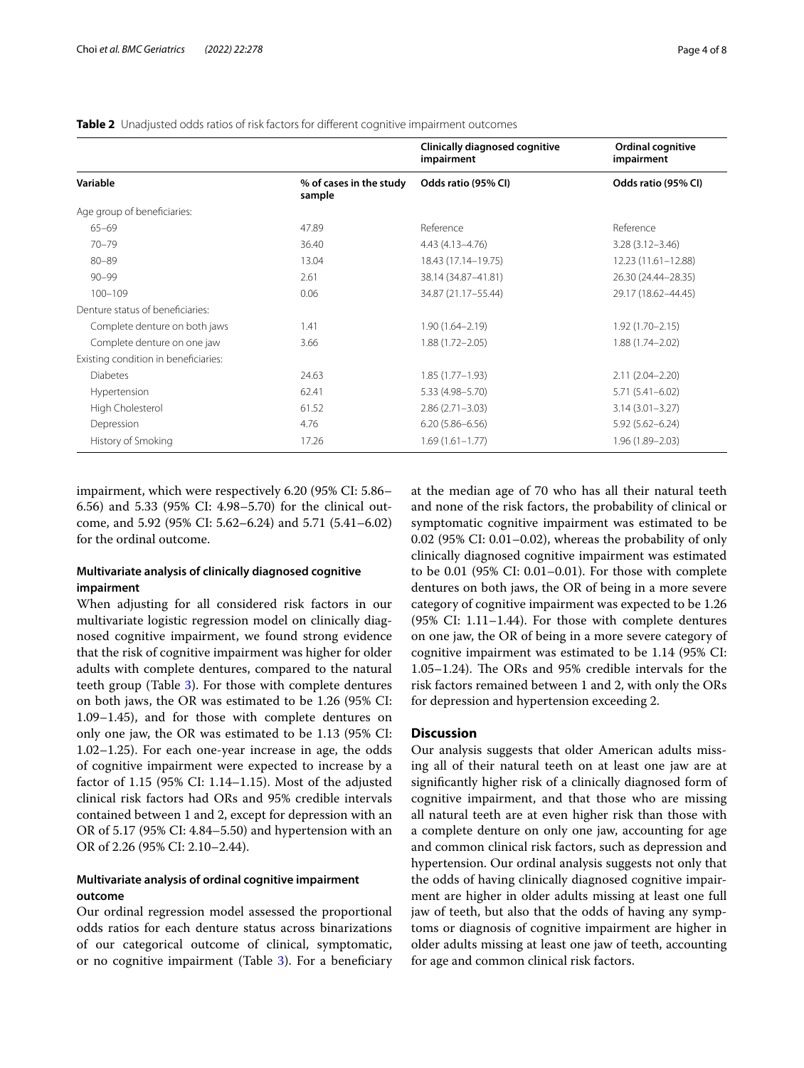**Table 2** Unadjusted odds ratios of risk factors for different cognitive impairment outcomes

| | | Clinically diagnosed cognitive impairment | Ordinal cognitive impairment |
|---|---|---|---|
| **Variable** | **% of cases in the study sample** | **Odds ratio (95% CI)** | **Odds ratio (95% CI)** |
| Age group of beneficiaries: | | | |
| 65–69 | 47.89 | Reference | Reference |
| 70–79 | 36.40 | 4.43 (4.13–4.76) | 3.28 (3.12–3.46) |
| 80–89 | 13.04 | 18.43 (17.14–19.75) | 12.23 (11.61–12.88) |
| 90–99 | 2.61 | 38.14 (34.87–41.81) | 26.30 (24.44–28.35) |
| 100–109 | 0.06 | 34.87 (21.17–55.44) | 29.17 (18.62–44.45) |
| Denture status of beneficiaries: | | | |
| Complete denture on both jaws | 1.41 | 1.90 (1.64–2.19) | 1.92 (1.70–2.15) |
| Complete denture on one jaw | 3.66 | 1.88 (1.72–2.05) | 1.88 (1.74–2.02) |
| Existing condition in beneficiaries: | | | |
| Diabetes | 24.63 | 1.85 (1.77–1.93) | 2.11 (2.04–2.20) |
| Hypertension | 62.41 | 5.33 (4.98–5.70) | 5.71 (5.41–6.02) |
| High Cholesterol | 61.52 | 2.86 (2.71–3.03) | 3.14 (3.01–3.27) |
| Depression | 4.76 | 6.20 (5.86–6.56) | 5.92 (5.62–6.24) |
| History of Smoking | 17.26 | 1.69 (1.61–1.77) | 1.96 (1.89–2.03) |

impairment, which were respectively 6.20 (95% CI: 5.86–6.56) and 5.33 (95% CI: 4.98–5.70) for the clinical outcome, and 5.92 (95% CI: 5.62–6.24) and 5.71 (5.41–6.02) for the ordinal outcome.

### Multivariate analysis of clinically diagnosed cognitive impairment

When adjusting for all considered risk factors in our multivariate logistic regression model on clinically diagnosed cognitive impairment, we found strong evidence that the risk of cognitive impairment was higher for older adults with complete dentures, compared to the natural teeth group (Table 3). For those with complete dentures on both jaws, the OR was estimated to be 1.26 (95% CI: 1.09–1.45), and for those with complete dentures on only one jaw, the OR was estimated to be 1.13 (95% CI: 1.02–1.25). For each one-year increase in age, the odds of cognitive impairment were expected to increase by a factor of 1.15 (95% CI: 1.14–1.15). Most of the adjusted clinical risk factors had ORs and 95% credible intervals contained between 1 and 2, except for depression with an OR of 5.17 (95% CI: 4.84–5.50) and hypertension with an OR of 2.26 (95% CI: 2.10–2.44).

### Multivariate analysis of ordinal cognitive impairment outcome

Our ordinal regression model assessed the proportional odds ratios for each denture status across binarizations of our categorical outcome of clinical, symptomatic, or no cognitive impairment (Table 3). For a beneficiary at the median age of 70 who has all their natural teeth and none of the risk factors, the probability of clinical or symptomatic cognitive impairment was estimated to be 0.02 (95% CI: 0.01–0.02), whereas the probability of only clinically diagnosed cognitive impairment was estimated to be 0.01 (95% CI: 0.01–0.01). For those with complete dentures on both jaws, the OR of being in a more severe category of cognitive impairment was expected to be 1.26 (95% CI: 1.11–1.44). For those with complete dentures on one jaw, the OR of being in a more severe category of cognitive impairment was estimated to be 1.14 (95% CI: 1.05–1.24). The ORs and 95% credible intervals for the risk factors remained between 1 and 2, with only the ORs for depression and hypertension exceeding 2.

## Discussion

Our analysis suggests that older American adults missing all of their natural teeth on at least one jaw are at significantly higher risk of a clinically diagnosed form of cognitive impairment, and that those who are missing all natural teeth are at even higher risk than those with a complete denture on only one jaw, accounting for age and common clinical risk factors, such as depression and hypertension. Our ordinal analysis suggests not only that the odds of having clinically diagnosed cognitive impairment are higher in older adults missing at least one full jaw of teeth, but also that the odds of having any symptoms or diagnosis of cognitive impairment are higher in older adults missing at least one jaw of teeth, accounting for age and common clinical risk factors.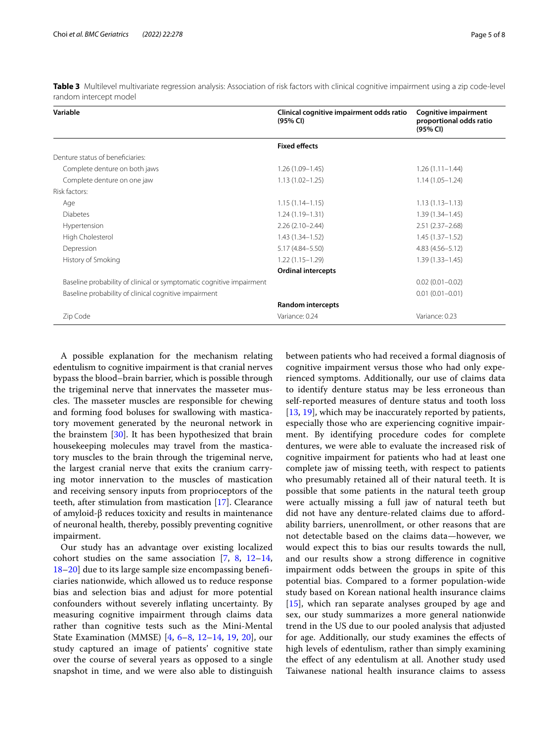**Table 3** Multilevel multivariate regression analysis: Association of risk factors with clinical cognitive impairment using a zip code-level random intercept model

| Variable | Clinical cognitive impairment odds ratio (95% CI) | Cognitive impairment proportional odds ratio (95% CI) |
|---|---|---|
| | **Fixed effects** | |
| Denture status of beneficiaries: | | |
| Complete denture on both jaws | 1.26 (1.09–1.45) | 1.26 (1.11–1.44) |
| Complete denture on one jaw | 1.13 (1.02–1.25) | 1.14 (1.05–1.24) |
| Risk factors: | | |
| Age | 1.15 (1.14–1.15) | 1.13 (1.13–1.13) |
| Diabetes | 1.24 (1.19–1.31) | 1.39 (1.34–1.45) |
| Hypertension | 2.26 (2.10–2.44) | 2.51 (2.37–2.68) |
| High Cholesterol | 1.43 (1.34–1.52) | 1.45 (1.37–1.52) |
| Depression | 5.17 (4.84–5.50) | 4.83 (4.56–5.12) |
| History of Smoking | 1.22 (1.15–1.29) | 1.39 (1.33–1.45) |
| | **Ordinal intercepts** | |
| Baseline probability of clinical or symptomatic cognitive impairment | | 0.02 (0.01–0.02) |
| Baseline probability of clinical cognitive impairment | | 0.01 (0.01–0.01) |
| | **Random intercepts** | |
| Zip Code | Variance: 0.24 | Variance: 0.23 |

A possible explanation for the mechanism relating edentulism to cognitive impairment is that cranial nerves bypass the blood–brain barrier, which is possible through the trigeminal nerve that innervates the masseter muscles. The masseter muscles are responsible for chewing and forming food boluses for swallowing with masticatory movement generated by the neuronal network in the brainstem [30]. It has been hypothesized that brain housekeeping molecules may travel from the masticatory muscles to the brain through the trigeminal nerve, the largest cranial nerve that exits the cranium carrying motor innervation to the muscles of mastication and receiving sensory inputs from proprioceptors of the teeth, after stimulation from mastication [17]. Clearance of amyloid-β reduces toxicity and results in maintenance of neuronal health, thereby, possibly preventing cognitive impairment.

Our study has an advantage over existing localized cohort studies on the same association [7, 8, 12–14, 18–20] due to its large sample size encompassing beneficiaries nationwide, which allowed us to reduce response bias and selection bias and adjust for more potential confounders without severely inflating uncertainty. By measuring cognitive impairment through claims data rather than cognitive tests such as the Mini-Mental State Examination (MMSE) [4, 6–8, 12–14, 19, 20], our study captured an image of patients' cognitive state over the course of several years as opposed to a single snapshot in time, and we were also able to distinguish between patients who had received a formal diagnosis of cognitive impairment versus those who had only experienced symptoms. Additionally, our use of claims data to identify denture status may be less erroneous than self-reported measures of denture status and tooth loss [13, 19], which may be inaccurately reported by patients, especially those who are experiencing cognitive impairment. By identifying procedure codes for complete dentures, we were able to evaluate the increased risk of cognitive impairment for patients who had at least one complete jaw of missing teeth, with respect to patients who presumably retained all of their natural teeth. It is possible that some patients in the natural teeth group were actually missing a full jaw of natural teeth but did not have any denture-related claims due to affordability barriers, unenrollment, or other reasons that are not detectable based on the claims data—however, we would expect this to bias our results towards the null, and our results show a strong difference in cognitive impairment odds between the groups in spite of this potential bias. Compared to a former population-wide study based on Korean national health insurance claims [15], which ran separate analyses grouped by age and sex, our study summarizes a more general nationwide trend in the US due to our pooled analysis that adjusted for age. Additionally, our study examines the effects of high levels of edentulism, rather than simply examining the effect of any edentulism at all. Another study used Taiwanese national health insurance claims to assess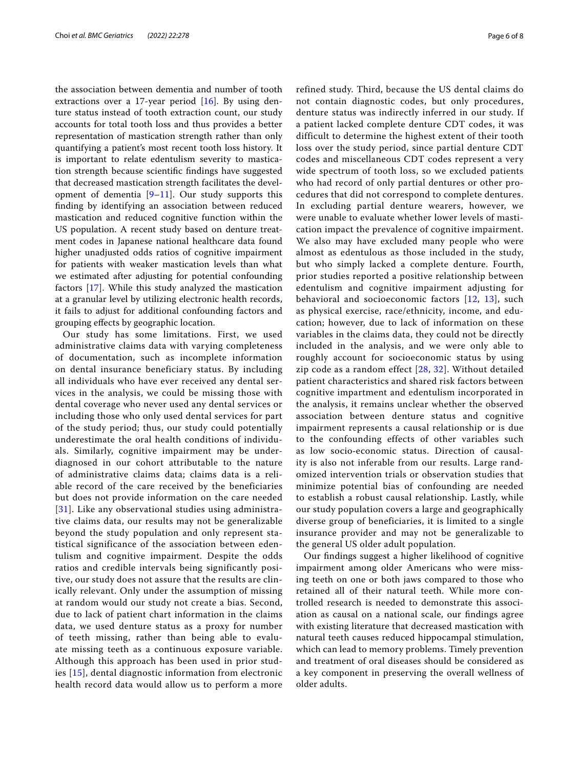the association between dementia and number of tooth extractions over a 17-year period [16]. By using denture status instead of tooth extraction count, our study accounts for total tooth loss and thus provides a better representation of mastication strength rather than only quantifying a patient's most recent tooth loss history. It is important to relate edentulism severity to mastication strength because scientific findings have suggested that decreased mastication strength facilitates the development of dementia [9–11]. Our study supports this finding by identifying an association between reduced mastication and reduced cognitive function within the US population. A recent study based on denture treatment codes in Japanese national healthcare data found higher unadjusted odds ratios of cognitive impairment for patients with weaker mastication levels than what we estimated after adjusting for potential confounding factors [17]. While this study analyzed the mastication at a granular level by utilizing electronic health records, it fails to adjust for additional confounding factors and grouping effects by geographic location.

Our study has some limitations. First, we used administrative claims data with varying completeness of documentation, such as incomplete information on dental insurance beneficiary status. By including all individuals who have ever received any dental services in the analysis, we could be missing those with dental coverage who never used any dental services or including those who only used dental services for part of the study period; thus, our study could potentially underestimate the oral health conditions of individuals. Similarly, cognitive impairment may be underdiagnosed in our cohort attributable to the nature of administrative claims data; claims data is a reliable record of the care received by the beneficiaries but does not provide information on the care needed [31]. Like any observational studies using administrative claims data, our results may not be generalizable beyond the study population and only represent statistical significance of the association between edentulism and cognitive impairment. Despite the odds ratios and credible intervals being significantly positive, our study does not assure that the results are clinically relevant. Only under the assumption of missing at random would our study not create a bias. Second, due to lack of patient chart information in the claims data, we used denture status as a proxy for number of teeth missing, rather than being able to evaluate missing teeth as a continuous exposure variable. Although this approach has been used in prior studies [15], dental diagnostic information from electronic health record data would allow us to perform a more refined study. Third, because the US dental claims do not contain diagnostic codes, but only procedures, denture status was indirectly inferred in our study. If a patient lacked complete denture CDT codes, it was difficult to determine the highest extent of their tooth loss over the study period, since partial denture CDT codes and miscellaneous CDT codes represent a very wide spectrum of tooth loss, so we excluded patients who had record of only partial dentures or other procedures that did not correspond to complete dentures. In excluding partial denture wearers, however, we were unable to evaluate whether lower levels of mastication impact the prevalence of cognitive impairment. We also may have excluded many people who were almost as edentulous as those included in the study, but who simply lacked a complete denture. Fourth, prior studies reported a positive relationship between edentulism and cognitive impairment adjusting for behavioral and socioeconomic factors [12, 13], such as physical exercise, race/ethnicity, income, and education; however, due to lack of information on these variables in the claims data, they could not be directly included in the analysis, and we were only able to roughly account for socioeconomic status by using zip code as a random effect [28, 32]. Without detailed patient characteristics and shared risk factors between cognitive impartment and edentulism incorporated in the analysis, it remains unclear whether the observed association between denture status and cognitive impairment represents a causal relationship or is due to the confounding effects of other variables such as low socio-economic status. Direction of causality is also not inferable from our results. Large randomized intervention trials or observation studies that minimize potential bias of confounding are needed to establish a robust causal relationship. Lastly, while our study population covers a large and geographically diverse group of beneficiaries, it is limited to a single insurance provider and may not be generalizable to the general US older adult population.

Our findings suggest a higher likelihood of cognitive impairment among older Americans who were missing teeth on one or both jaws compared to those who retained all of their natural teeth. While more controlled research is needed to demonstrate this association as causal on a national scale, our findings agree with existing literature that decreased mastication with natural teeth causes reduced hippocampal stimulation, which can lead to memory problems. Timely prevention and treatment of oral diseases should be considered as a key component in preserving the overall wellness of older adults.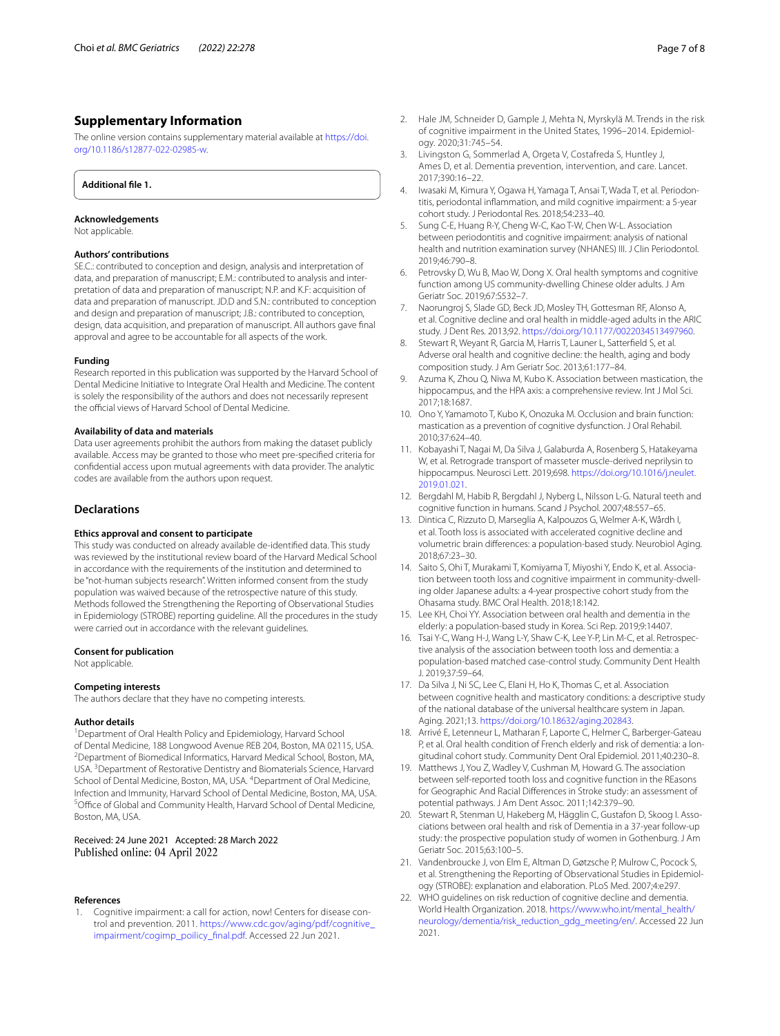## Supplementary Information

The online version contains supplementary material available at https://doi.org/10.1186/s12877-022-02985-w.

**Additional file 1.**

### Acknowledgements

Not applicable.

### Authors' contributions

SE.C.: contributed to conception and design, analysis and interpretation of data, and preparation of manuscript; E.M.: contributed to analysis and interpretation of data and preparation of manuscript; N.P. and K.F: acquisition of data and preparation of manuscript. JD.D and S.N.: contributed to conception and design and preparation of manuscript; J.B.: contributed to conception, design, data acquisition, and preparation of manuscript. All authors gave final approval and agree to be accountable for all aspects of the work.

### Funding

Research reported in this publication was supported by the Harvard School of Dental Medicine Initiative to Integrate Oral Health and Medicine. The content is solely the responsibility of the authors and does not necessarily represent the official views of Harvard School of Dental Medicine.

### Availability of data and materials

Data user agreements prohibit the authors from making the dataset publicly available. Access may be granted to those who meet pre-specified criteria for confidential access upon mutual agreements with data provider. The analytic codes are available from the authors upon request.

## Declarations

### Ethics approval and consent to participate

This study was conducted on already available de-identified data. This study was reviewed by the institutional review board of the Harvard Medical School in accordance with the requirements of the institution and determined to be "not-human subjects research". Written informed consent from the study population was waived because of the retrospective nature of this study. Methods followed the Strengthening the Reporting of Observational Studies in Epidemiology (STROBE) reporting guideline. All the procedures in the study were carried out in accordance with the relevant guidelines.

### Consent for publication

Not applicable.

### Competing interests

The authors declare that they have no competing interests.

### Author details

[1]Department of Oral Health Policy and Epidemiology, Harvard School of Dental Medicine, 188 Longwood Avenue REB 204, Boston, MA 02115, USA. [2]Department of Biomedical Informatics, Harvard Medical School, Boston, MA, USA. [3]Department of Restorative Dentistry and Biomaterials Science, Harvard School of Dental Medicine, Boston, MA, USA. [4]Department of Oral Medicine, Infection and Immunity, Harvard School of Dental Medicine, Boston, MA, USA. [5]Office of Global and Community Health, Harvard School of Dental Medicine, Boston, MA, USA.

Received: 24 June 2021 Accepted: 28 March 2022
Published online: 04 April 2022

### References

1. Cognitive impairment: a call for action, now! Centers for disease control and prevention. 2011. https://www.cdc.gov/aging/pdf/cognitive_impairment/cogimp_poilicy_final.pdf. Accessed 22 Jun 2021.
2. Hale JM, Schneider D, Gample J, Mehta N, Myrskylä M. Trends in the risk of cognitive impairment in the United States, 1996–2014. Epidemiology. 2020;31:745–54.
3. Livingston G, Sommerlad A, Orgeta V, Costafreda S, Huntley J, Ames D, et al. Dementia prevention, intervention, and care. Lancet. 2017;390:16–22.
4. Iwasaki M, Kimura Y, Ogawa H, Yamaga T, Ansai T, Wada T, et al. Periodontitis, periodontal inflammation, and mild cognitive impairment: a 5-year cohort study. J Periodontal Res. 2018;54:233–40.
5. Sung C-E, Huang R-Y, Cheng W-C, Kao T-W, Chen W-L. Association between periodontitis and cognitive impairment: analysis of national health and nutrition examination survey (NHANES) III. J Clin Periodontol. 2019;46:790–8.
6. Petrovsky D, Wu B, Mao W, Dong X. Oral health symptoms and cognitive function among US community-dwelling Chinese older adults. J Am Geriatr Soc. 2019;67:S532–7.
7. Naorungroj S, Slade GD, Beck JD, Mosley TH, Gottesman RF, Alonso A, et al. Cognitive decline and oral health in middle-aged adults in the ARIC study. J Dent Res. 2013;92. https://doi.org/10.1177/0022034513497960.
8. Stewart R, Weyant R, Garcia M, Harris T, Launer L, Satterfield S, et al. Adverse oral health and cognitive decline: the health, aging and body composition study. J Am Geriatr Soc. 2013;61:177–84.
9. Azuma K, Zhou Q, Niwa M, Kubo K. Association between mastication, the hippocampus, and the HPA axis: a comprehensive review. Int J Mol Sci. 2017;18:1687.
10. Ono Y, Yamamoto T, Kubo K, Onozuka M. Occlusion and brain function: mastication as a prevention of cognitive dysfunction. J Oral Rehabil. 2010;37:624–40.
11. Kobayashi T, Nagai M, Da Silva J, Galaburda A, Rosenberg S, Hatakeyama W, et al. Retrograde transport of masseter muscle-derived neprilysin to hippocampus. Neurosci Lett. 2019;698. https://doi.org/10.1016/j.neulet.2019.01.021.
12. Bergdahl M, Habib R, Bergdahl J, Nyberg L, Nilsson L-G. Natural teeth and cognitive function in humans. Scand J Psychol. 2007;48:557–65.
13. Dintica C, Rizzuto D, Marseglia A, Kalpouzos G, Welmer A-K, Wårdh I, et al. Tooth loss is associated with accelerated cognitive decline and volumetric brain differences: a population-based study. Neurobiol Aging. 2018;67:23–30.
14. Saito S, Ohi T, Murakami T, Komiyama T, Miyoshi Y, Endo K, et al. Association between tooth loss and cognitive impairment in community-dwelling older Japanese adults: a 4-year prospective cohort study from the Ohasama study. BMC Oral Health. 2018;18:142.
15. Lee KH, Choi YY. Association between oral health and dementia in the elderly: a population-based study in Korea. Sci Rep. 2019;9:14407.
16. Tsai Y-C, Wang H-J, Wang L-Y, Shaw C-K, Lee Y-P, Lin M-C, et al. Retrospective analysis of the association between tooth loss and dementia: a population-based matched case-control study. Community Dent Health J. 2019;37:59–64.
17. Da Silva J, Ni SC, Lee C, Elani H, Ho K, Thomas C, et al. Association between cognitive health and masticatory conditions: a descriptive study of the national database of the universal healthcare system in Japan. Aging. 2021;13. https://doi.org/10.18632/aging.202843.
18. Arrivé E, Letenneur L, Matharan F, Laporte C, Helmer C, Barberger-Gateau P, et al. Oral health condition of French elderly and risk of dementia: a longitudinal cohort study. Community Dent Oral Epidemiol. 2011;40:230–8.
19. Matthews J, You Z, Wadley V, Cushman M, Howard G. The association between self-reported tooth loss and cognitive function in the REasons for Geographic And Racial Differences in Stroke study: an assessment of potential pathways. J Am Dent Assoc. 2011;142:379–90.
20. Stewart R, Stenman U, Hakeberg M, Hägglin C, Gustafon D, Skoog I. Associations between oral health and risk of Dementia in a 37-year follow-up study: the prospective population study of women in Gothenburg. J Am Geriatr Soc. 2015;63:100–5.
21. Vandenbroucke J, von Elm E, Altman D, Gøtzsche P, Mulrow C, Pocock S, et al. Strengthening the Reporting of Observational Studies in Epidemiology (STROBE): explanation and elaboration. PLoS Med. 2007;4:e297.
22. WHO guidelines on risk reduction of cognitive decline and dementia. World Health Organization. 2018. https://www.who.int/mental_health/neurology/dementia/risk_reduction_gdg_meeting/en/. Accessed 22 Jun 2021.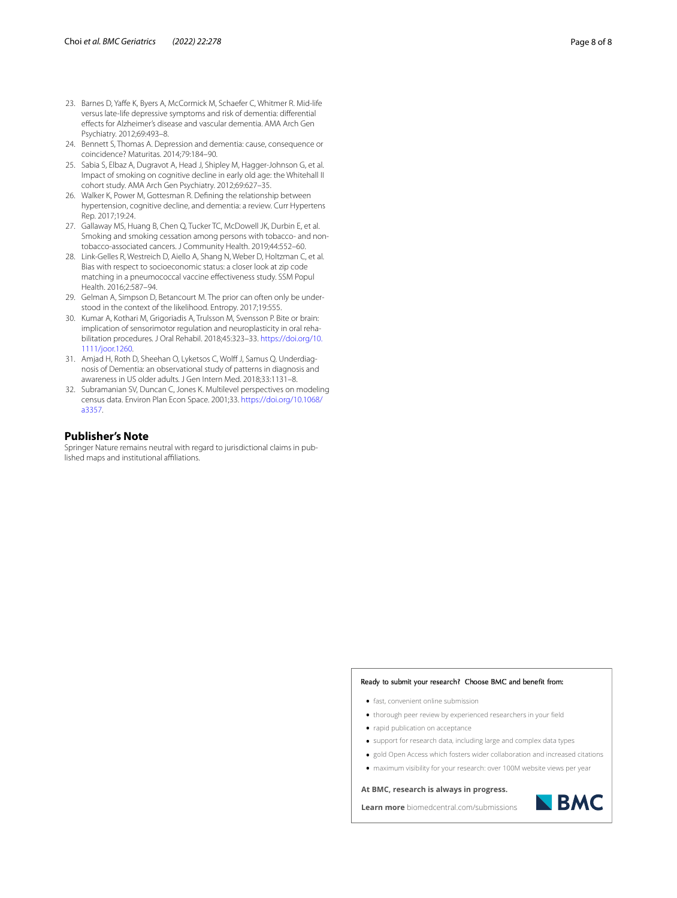23. Barnes D, Yaffe K, Byers A, McCormick M, Schaefer C, Whitmer R. Mid-life versus late-life depressive symptoms and risk of dementia: differential effects for Alzheimer's disease and vascular dementia. AMA Arch Gen Psychiatry. 2012;69:493–8.
24. Bennett S, Thomas A. Depression and dementia: cause, consequence or coincidence? Maturitas. 2014;79:184–90.
25. Sabia S, Elbaz A, Dugravot A, Head J, Shipley M, Hagger-Johnson G, et al. Impact of smoking on cognitive decline in early old age: the Whitehall II cohort study. AMA Arch Gen Psychiatry. 2012;69:627–35.
26. Walker K, Power M, Gottesman R. Defining the relationship between hypertension, cognitive decline, and dementia: a review. Curr Hypertens Rep. 2017;19:24.
27. Gallaway MS, Huang B, Chen Q, Tucker TC, McDowell JK, Durbin E, et al. Smoking and smoking cessation among persons with tobacco- and non-tobacco-associated cancers. J Community Health. 2019;44:552–60.
28. Link-Gelles R, Westreich D, Aiello A, Shang N, Weber D, Holtzman C, et al. Bias with respect to socioeconomic status: a closer look at zip code matching in a pneumococcal vaccine effectiveness study. SSM Popul Health. 2016;2:587–94.
29. Gelman A, Simpson D, Betancourt M. The prior can often only be understood in the context of the likelihood. Entropy. 2017;19:555.
30. Kumar A, Kothari M, Grigoriadis A, Trulsson M, Svensson P. Bite or brain: implication of sensorimotor regulation and neuroplasticity in oral rehabilitation procedures. J Oral Rehabil. 2018;45:323–33. https://doi.org/10.1111/joor.1260.
31. Amjad H, Roth D, Sheehan O, Lyketsos C, Wolff J, Samus Q. Underdiagnosis of Dementia: an observational study of patterns in diagnosis and awareness in US older adults. J Gen Intern Med. 2018;33:1131–8.
32. Subramanian SV, Duncan C, Jones K. Multilevel perspectives on modeling census data. Environ Plan Econ Space. 2001;33. https://doi.org/10.1068/a3357.

## Publisher's Note

Springer Nature remains neutral with regard to jurisdictional claims in published maps and institutional affiliations.